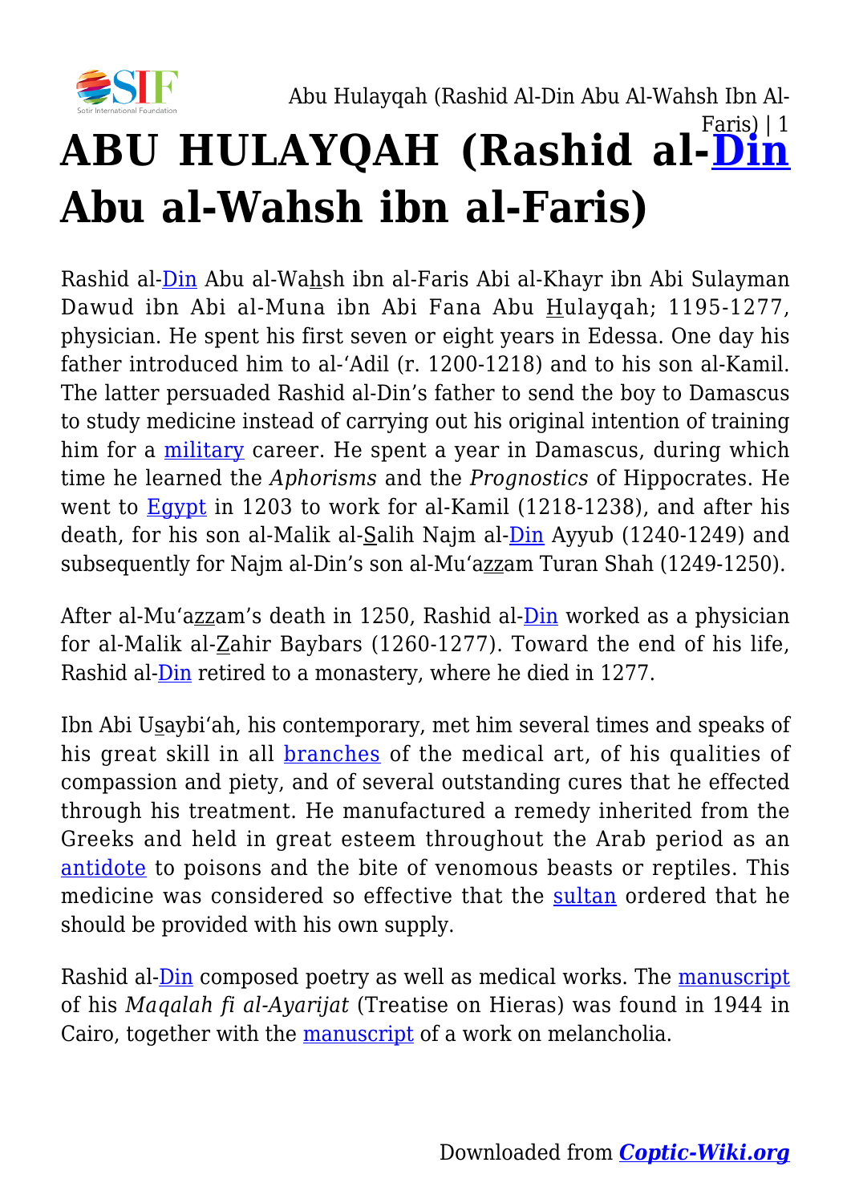# ABU HULAYQAH (Rashid al-Din Abu al-Wahsh ibn al-Faris)

Rashid al-Din Abu al-Wahsh ibn al-Faris Abi al-Khayr ibn Abi Sulayman Dawud ibn Abi al-Muna ibn Abi Fana Abu Hulayqah; 1195-1277, physician. He spent his first seven or eight years in Edessa. One day his father introduced him to al-'Adil (r. 1200-1218) and to his son al-Kamil. The latter persuaded Rashid al-Din's father to send the boy to Damascus to study medicine instead of carrying out his original intention of training him for a military career. He spent a year in Damascus, during which time he learned the *Aphorisms* and the *Prognostics* of Hippocrates. He went to Egypt in 1203 to work for al-Kamil (1218-1238), and after his death, for his son al-Malik al-Salih Najm al-Din Ayyub (1240-1249) and subsequently for Najm al-Din's son al-Mu'azzam Turan Shah (1249-1250).

After al-Mu'azzam's death in 1250, Rashid al-Din worked as a physician for al-Malik al-Zahir Baybars (1260-1277). Toward the end of his life, Rashid al-Din retired to a monastery, where he died in 1277.

Ibn Abi Usaybi'ah, his contemporary, met him several times and speaks of his great skill in all branches of the medical art, of his qualities of compassion and piety, and of several outstanding cures that he effected through his treatment. He manufactured a remedy inherited from the Greeks and held in great esteem throughout the Arab period as an antidote to poisons and the bite of venomous beasts or reptiles. This medicine was considered so effective that the sultan ordered that he should be provided with his own supply.

Rashid al-Din composed poetry as well as medical works. The manuscript of his *Maqalah fi al-Ayarijat* (Treatise on Hieras) was found in 1944 in Cairo, together with the manuscript of a work on melancholia.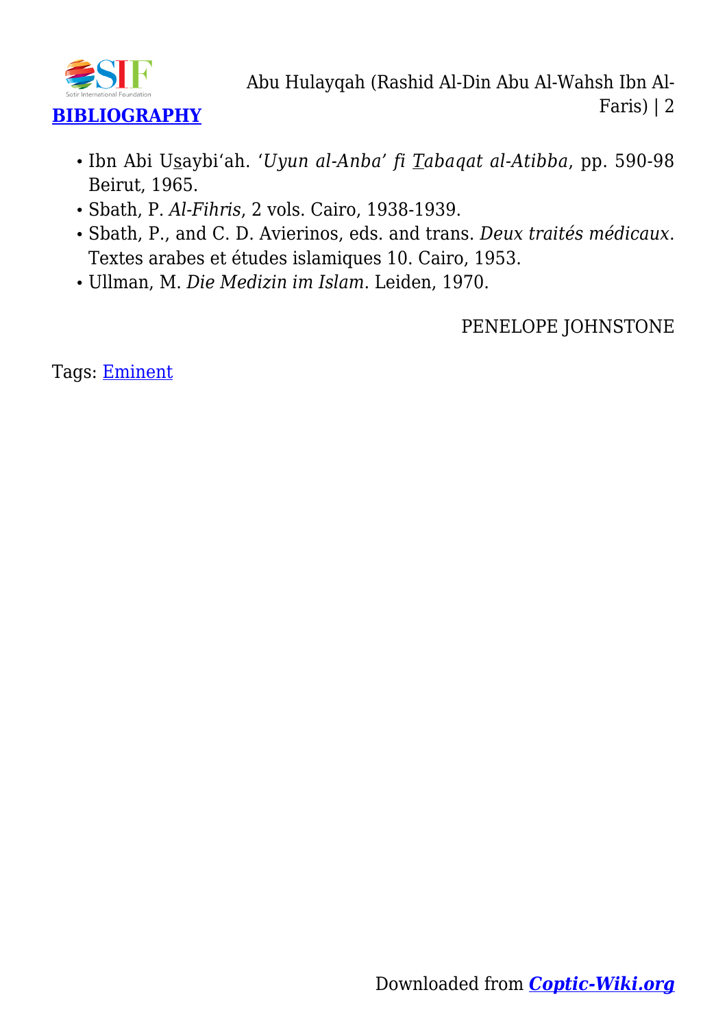## BIBLIOGRAPHY

- Ibn Abi Usaybi'ah. '*Uyun al-Anba' fi Tabaqat al-Atibba*, pp. 590-98 Beirut, 1965.
- Sbath, P. *Al-Fihris*, 2 vols. Cairo, 1938-1939.
- Sbath, P., and C. D. Avierinos, eds. and trans. *Deux traités médicaux*. Textes arabes et études islamiques 10. Cairo, 1953.
- Ullman, M. *Die Medizin im Islam*. Leiden, 1970.

PENELOPE JOHNSTONE

Tags: Eminent